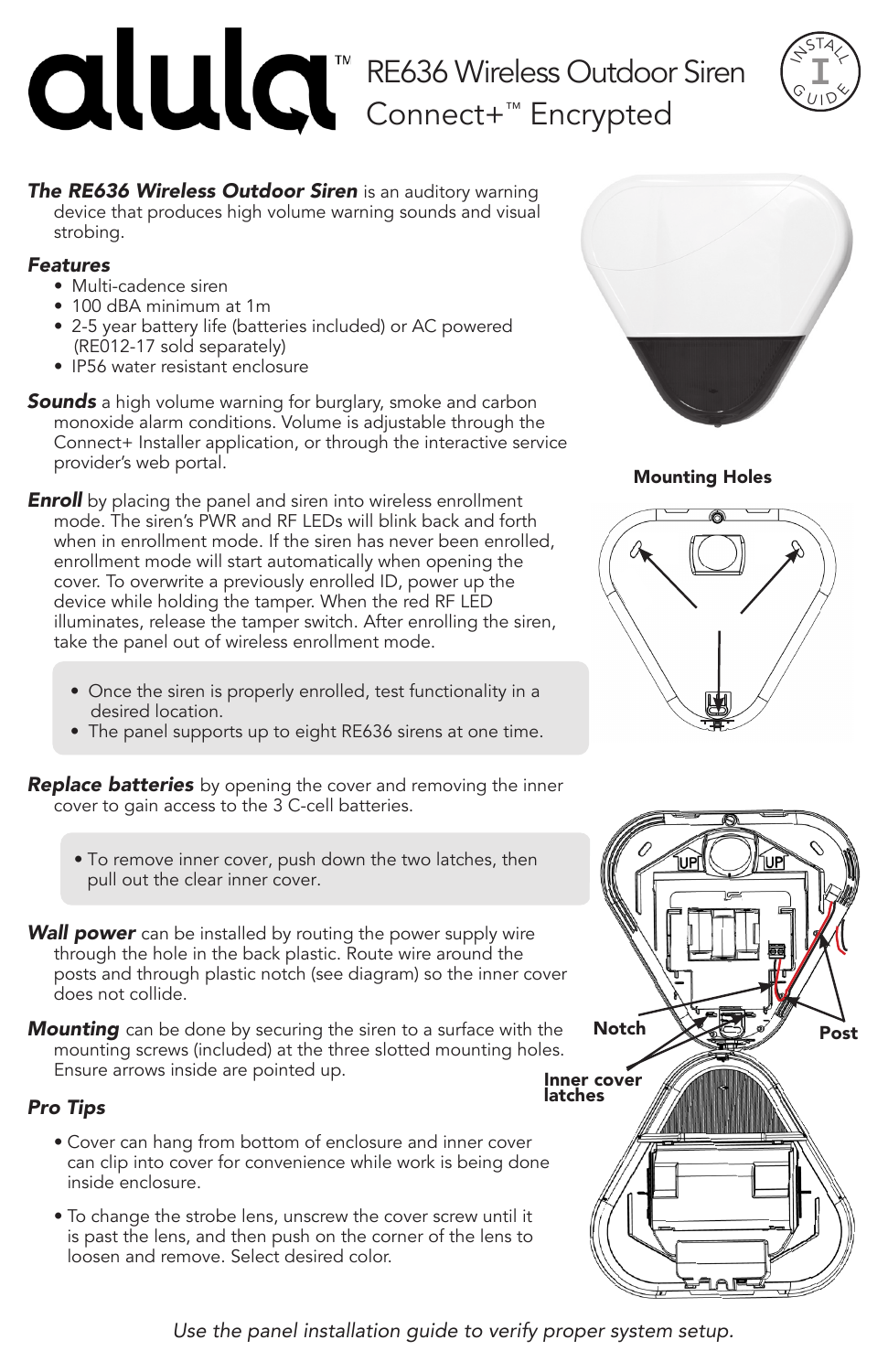# alula™ RE636 Wireless Outdoor Siren Connect+™ Encrypted

INSTALL GUIDE

***The RE636 Wireless Outdoor Siren*** is an auditory warning device that produces high volume warning sounds and visual strobing.

***Features***

- Multi-cadence siren
- 100 dBA minimum at 1m
- 2-5 year battery life (batteries included) or AC powered (RE012-17 sold separately)
- IP56 water resistant enclosure

***Sounds*** a high volume warning for burglary, smoke and carbon monoxide alarm conditions. Volume is adjustable through the Connect+ Installer application, or through the interactive service provider's web portal.

***Enroll*** by placing the panel and siren into wireless enrollment mode. The siren's PWR and RF LEDs will blink back and forth when in enrollment mode. If the siren has never been enrolled, enrollment mode will start automatically when opening the cover. To overwrite a previously enrolled ID, power up the device while holding the tamper. When the red RF LED illuminates, release the tamper switch. After enrolling the siren, take the panel out of wireless enrollment mode.

- Once the siren is properly enrolled, test functionality in a desired location.
- The panel supports up to eight RE636 sirens at one time.

***Replace batteries*** by opening the cover and removing the inner cover to gain access to the 3 C-cell batteries.

- To remove inner cover, push down the two latches, then pull out the clear inner cover.

***Wall power*** can be installed by routing the power supply wire through the hole in the back plastic. Route wire around the posts and through plastic notch (see diagram) so the inner cover does not collide.

***Mounting*** can be done by securing the siren to a surface with the mounting screws (included) at the three slotted mounting holes. Ensure arrows inside are pointed up.

***Pro Tips***

- Cover can hang from bottom of enclosure and inner cover can clip into cover for convenience while work is being done inside enclosure.
- To change the strobe lens, unscrew the cover screw until it is past the lens, and then push on the corner of the lens to loosen and remove. Select desired color.

**Mounting Holes**

**Notch** **Post** **Inner cover latches**

*Use the panel installation guide to verify proper system setup.*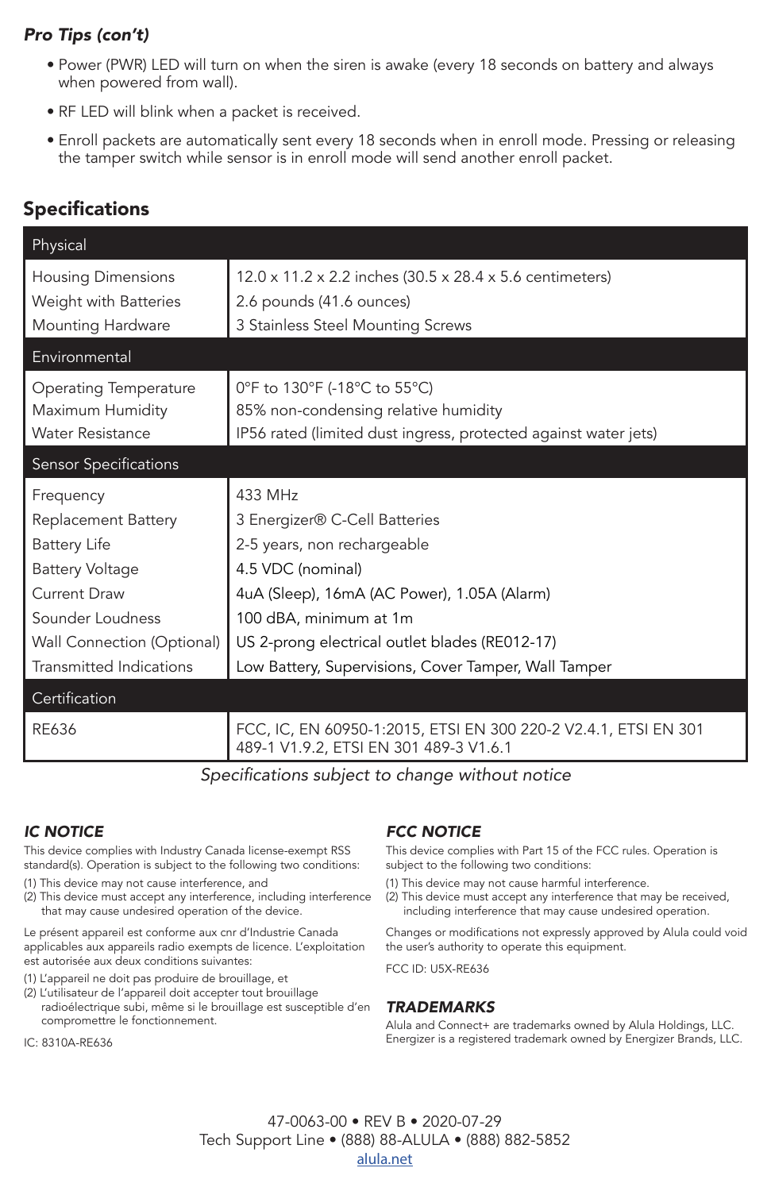### *Pro Tips (con't)*

- Power (PWR) LED will turn on when the siren is awake (every 18 seconds on battery and always when powered from wall).
- RF LED will blink when a packet is received.
- Enroll packets are automatically sent every 18 seconds when in enroll mode. Pressing or releasing the tamper switch while sensor is in enroll mode will send another enroll packet.

## Specifications

| | |
|---|---|
| **Physical** | |
| Housing Dimensions | 12.0 x 11.2 x 2.2 inches (30.5 x 28.4 x 5.6 centimeters) |
| Weight with Batteries | 2.6 pounds (41.6 ounces) |
| Mounting Hardware | 3 Stainless Steel Mounting Screws |
| **Environmental** | |
| Operating Temperature | 0°F to 130°F (-18°C to 55°C) |
| Maximum Humidity | 85% non-condensing relative humidity |
| Water Resistance | IP56 rated (limited dust ingress, protected against water jets) |
| **Sensor Specifications** | |
| Frequency | 433 MHz |
| Replacement Battery | 3 Energizer® C-Cell Batteries |
| Battery Life | 2-5 years, non rechargeable |
| Battery Voltage | 4.5 VDC (nominal) |
| Current Draw | 4uA (Sleep), 16mA (AC Power), 1.05A (Alarm) |
| Sounder Loudness | 100 dBA, minimum at 1m |
| Wall Connection (Optional) | US 2-prong electrical outlet blades (RE012-17) |
| Transmitted Indications | Low Battery, Supervisions, Cover Tamper, Wall Tamper |
| **Certification** | |
| RE636 | FCC, IC, EN 60950-1:2015, ETSI EN 300 220-2 V2.4.1, ETSI EN 301 489-1 V1.9.2, ETSI EN 301 489-3 V1.6.1 |

*Specifications subject to change without notice*

### *IC NOTICE*

This device complies with Industry Canada license-exempt RSS standard(s). Operation is subject to the following two conditions:

(1) This device may not cause interference, and
(2) This device must accept any interference, including interference that may cause undesired operation of the device.

Le présent appareil est conforme aux cnr d'Industrie Canada applicables aux appareils radio exempts de licence. L'exploitation est autorisée aux deux conditions suivantes:

(1) L'appareil ne doit pas produire de brouillage, et
(2) L'utilisateur de l'appareil doit accepter tout brouillage radioélectrique subi, même si le brouillage est susceptible d'en compromettre le fonctionnement.

IC: 8310A-RE636

### *FCC NOTICE*

This device complies with Part 15 of the FCC rules. Operation is subject to the following two conditions:

(1) This device may not cause harmful interference.
(2) This device must accept any interference that may be received, including interference that may cause undesired operation.

Changes or modifications not expressly approved by Alula could void the user's authority to operate this equipment.

FCC ID: U5X-RE636

### *TRADEMARKS*

Alula and Connect+ are trademarks owned by Alula Holdings, LLC.
Energizer is a registered trademark owned by Energizer Brands, LLC.

47-0063-00 • REV B • 2020-07-29
Tech Support Line • (888) 88-ALULA • (888) 882-5852
alula.net